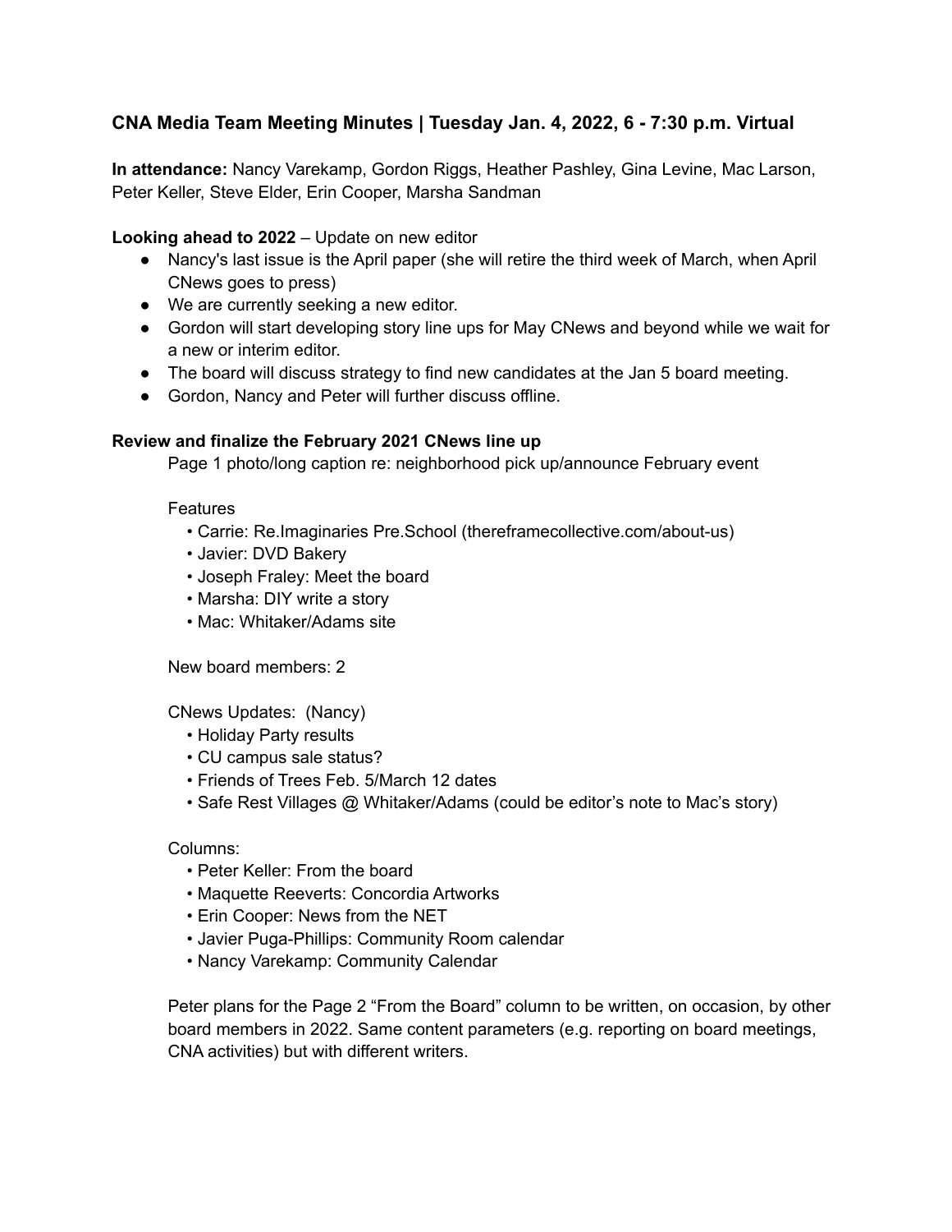## CNA Media Team Meeting Minutes | Tuesday Jan. 4, 2022, 6 - 7:30 p.m. Virtual

**In attendance:** Nancy Varekamp, Gordon Riggs, Heather Pashley, Gina Levine, Mac Larson, Peter Keller, Steve Elder, Erin Cooper, Marsha Sandman

**Looking ahead to 2022** – Update on new editor

- Nancy's last issue is the April paper (she will retire the third week of March, when April CNews goes to press)
- We are currently seeking a new editor.
- Gordon will start developing story line ups for May CNews and beyond while we wait for a new or interim editor.
- The board will discuss strategy to find new candidates at the Jan 5 board meeting.
- Gordon, Nancy and Peter will further discuss offline.

**Review and finalize the February 2021 CNews line up**

Page 1 photo/long caption re: neighborhood pick up/announce February event

Features

- Carrie: Re.Imaginaries Pre.School (thereframecollective.com/about-us)
- Javier: DVD Bakery
- Joseph Fraley: Meet the board
- Marsha: DIY write a story
- Mac: Whitaker/Adams site

New board members: 2

CNews Updates: (Nancy)

- Holiday Party results
- CU campus sale status?
- Friends of Trees Feb. 5/March 12 dates
- Safe Rest Villages @ Whitaker/Adams (could be editor's note to Mac's story)

Columns:

- Peter Keller: From the board
- Maquette Reeverts: Concordia Artworks
- Erin Cooper: News from the NET
- Javier Puga-Phillips: Community Room calendar
- Nancy Varekamp: Community Calendar

Peter plans for the Page 2 "From the Board" column to be written, on occasion, by other board members in 2022. Same content parameters (e.g. reporting on board meetings, CNA activities) but with different writers.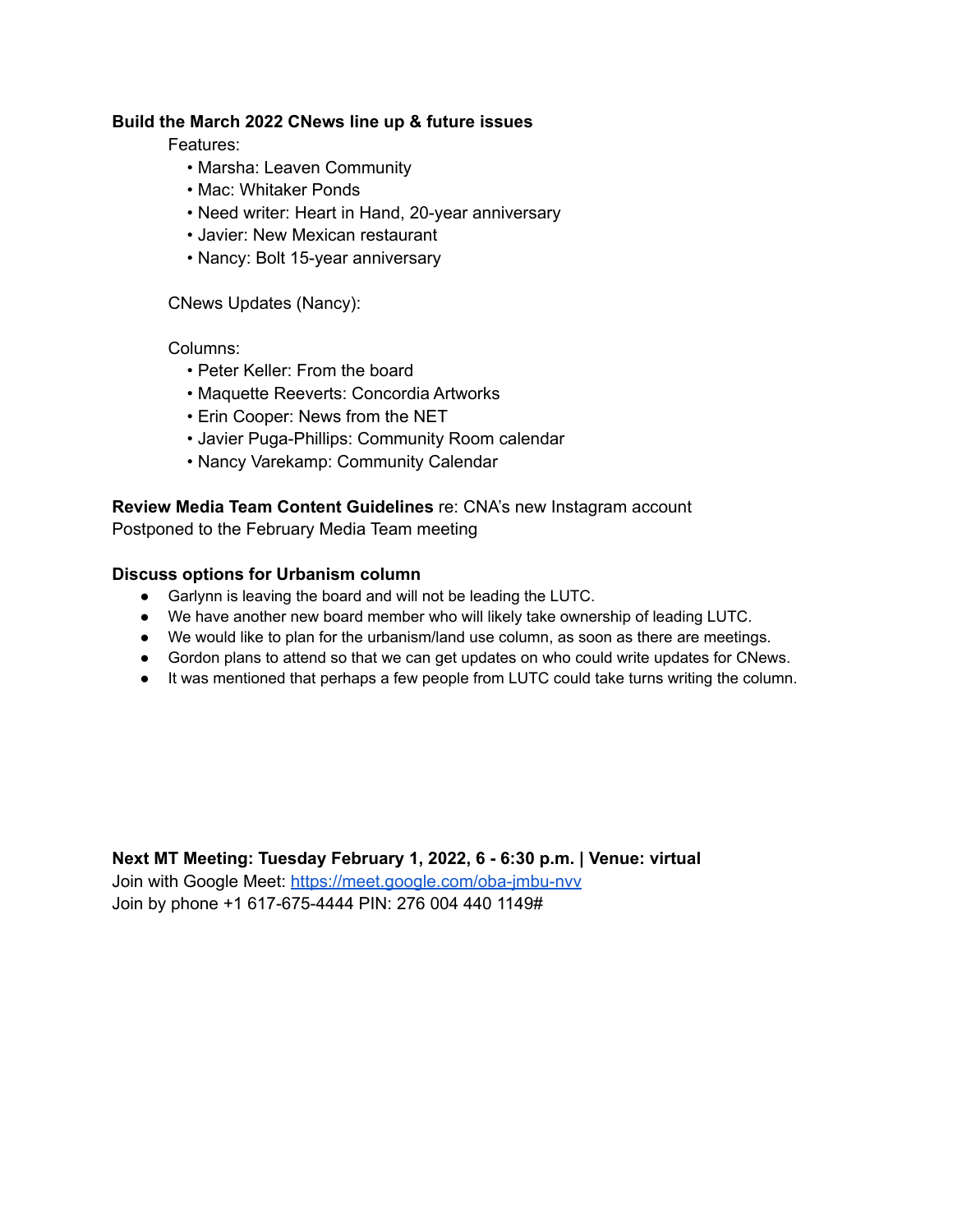**Build the March 2022 CNews line up & future issues**

Features:

- Marsha: Leaven Community
- Mac: Whitaker Ponds
- Need writer: Heart in Hand, 20-year anniversary
- Javier: New Mexican restaurant
- Nancy: Bolt 15-year anniversary

CNews Updates (Nancy):

Columns:

- Peter Keller: From the board
- Maquette Reeverts: Concordia Artworks
- Erin Cooper: News from the NET
- Javier Puga-Phillips: Community Room calendar
- Nancy Varekamp: Community Calendar

**Review Media Team Content Guidelines** re: CNA's new Instagram account
Postponed to the February Media Team meeting

**Discuss options for Urbanism column**

- Garlynn is leaving the board and will not be leading the LUTC.
- We have another new board member who will likely take ownership of leading LUTC.
- We would like to plan for the urbanism/land use column, as soon as there are meetings.
- Gordon plans to attend so that we can get updates on who could write updates for CNews.
- It was mentioned that perhaps a few people from LUTC could take turns writing the column.

**Next MT Meeting: Tuesday February 1, 2022, 6 - 6:30 p.m. | Venue: virtual**
Join with Google Meet: https://meet.google.com/oba-jmbu-nvv
Join by phone +1 617-675-4444 PIN: 276 004 440 1149#